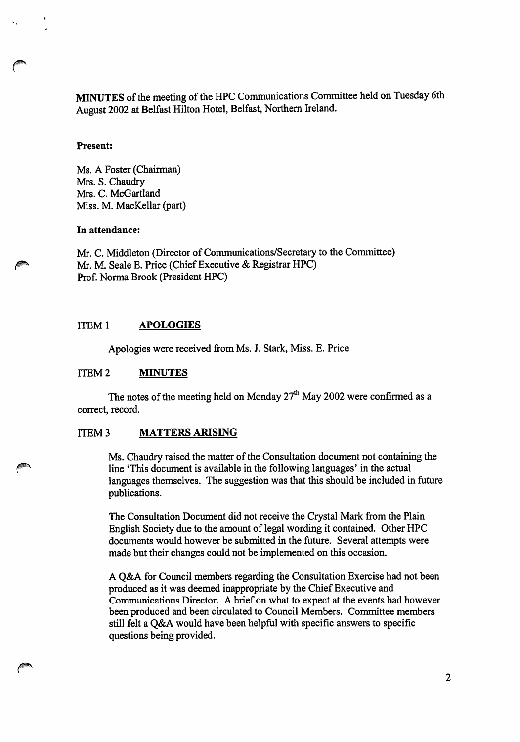**MINUTES** of the meeting of the HPC Communications Committee held on Tuesday 6th August 2002 at Belfast Hilton Hotel, Belfast, Northern Ireland.

**Present:**

Ms. A Foster (Chairman)
Mrs. S. Chaudry
Mrs. C. McGartland
Miss. M. MacKellar (part)

**In attendance:**

Mr. C. Middleton (Director of Communications/Secretary to the Committee)
Mr. M. Seale E. Price (Chief Executive & Registrar HPC)
Prof. Norma Brook (President HPC)

## ITEM 1 APOLOGIES

Apologies were received from Ms. J. Stark, Miss. E. Price

## ITEM 2 MINUTES

The notes of the meeting held on Monday 27th May 2002 were confirmed as a correct, record.

## ITEM 3 MATTERS ARISING

Ms. Chaudry raised the matter of the Consultation document not containing the line 'This document is available in the following languages' in the actual languages themselves. The suggestion was that this should be included in future publications.

The Consultation Document did not receive the Crystal Mark from the Plain English Society due to the amount of legal wording it contained. Other HPC documents would however be submitted in the future. Several attempts were made but their changes could not be implemented on this occasion.

A Q&A for Council members regarding the Consultation Exercise had not been produced as it was deemed inappropriate by the Chief Executive and Communications Director. A brief on what to expect at the events had however been produced and been circulated to Council Members. Committee members still felt a Q&A would have been helpful with specific answers to specific questions being provided.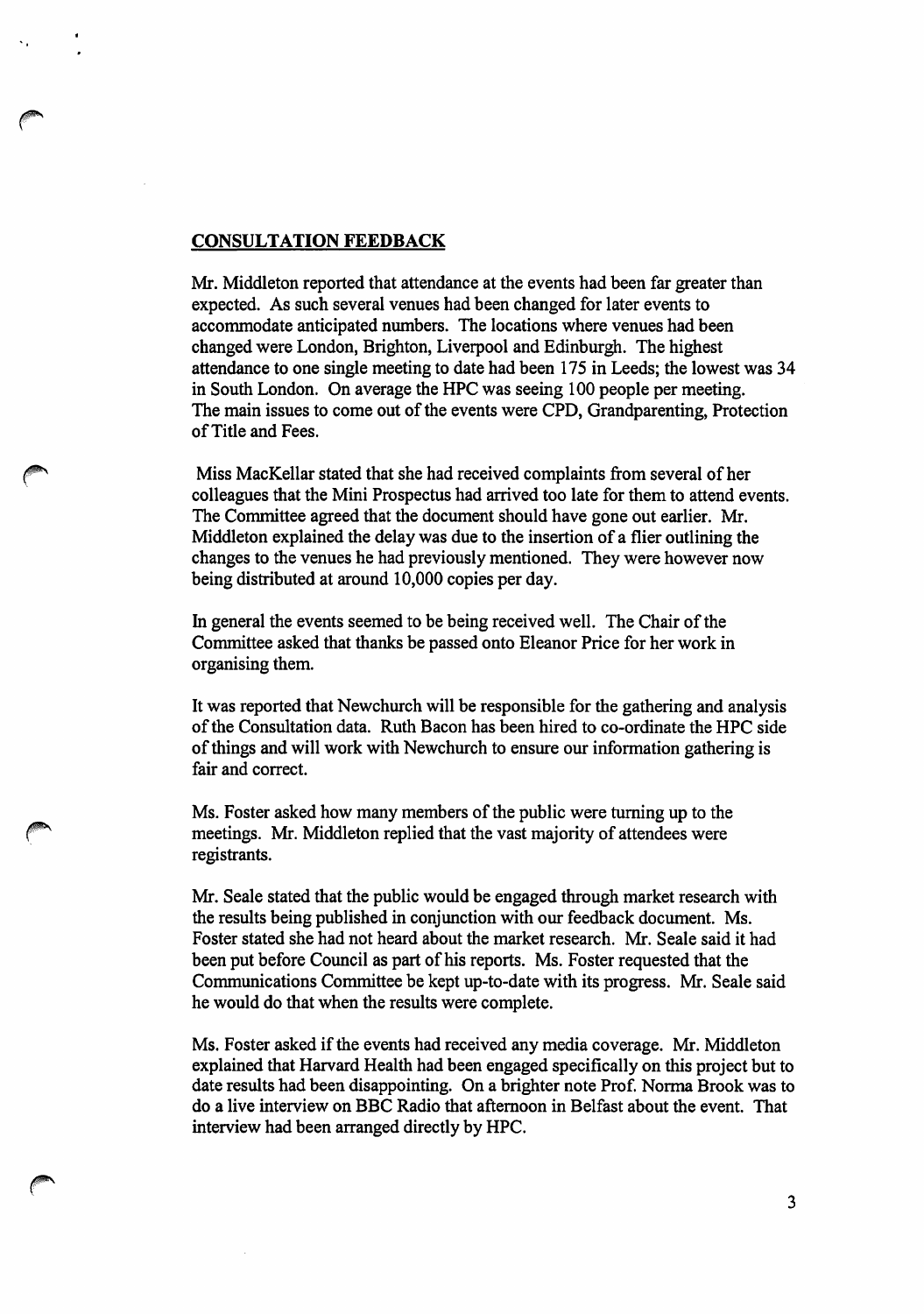## CONSULTATION FEEDBACK

Mr. Middleton reported that attendance at the events had been far greater than expected. As such several venues had been changed for later events to accommodate anticipated numbers. The locations where venues had been changed were London, Brighton, Liverpool and Edinburgh. The highest attendance to one single meeting to date had been 175 in Leeds; the lowest was 34 in South London. On average the HPC was seeing 100 people per meeting. The main issues to come out of the events were CPD, Grandparenting, Protection of Title and Fees.

Miss MacKellar stated that she had received complaints from several of her colleagues that the Mini Prospectus had arrived too late for them to attend events. The Committee agreed that the document should have gone out earlier. Mr. Middleton explained the delay was due to the insertion of a flier outlining the changes to the venues he had previously mentioned. They were however now being distributed at around 10,000 copies per day.

In general the events seemed to be being received well. The Chair of the Committee asked that thanks be passed onto Eleanor Price for her work in organising them.

It was reported that Newchurch will be responsible for the gathering and analysis of the Consultation data. Ruth Bacon has been hired to co-ordinate the HPC side of things and will work with Newchurch to ensure our information gathering is fair and correct.

Ms. Foster asked how many members of the public were turning up to the meetings. Mr. Middleton replied that the vast majority of attendees were registrants.

Mr. Seale stated that the public would be engaged through market research with the results being published in conjunction with our feedback document. Ms. Foster stated she had not heard about the market research. Mr. Seale said it had been put before Council as part of his reports. Ms. Foster requested that the Communications Committee be kept up-to-date with its progress. Mr. Seale said he would do that when the results were complete.

Ms. Foster asked if the events had received any media coverage. Mr. Middleton explained that Harvard Health had been engaged specifically on this project but to date results had been disappointing. On a brighter note Prof. Norma Brook was to do a live interview on BBC Radio that afternoon in Belfast about the event. That interview had been arranged directly by HPC.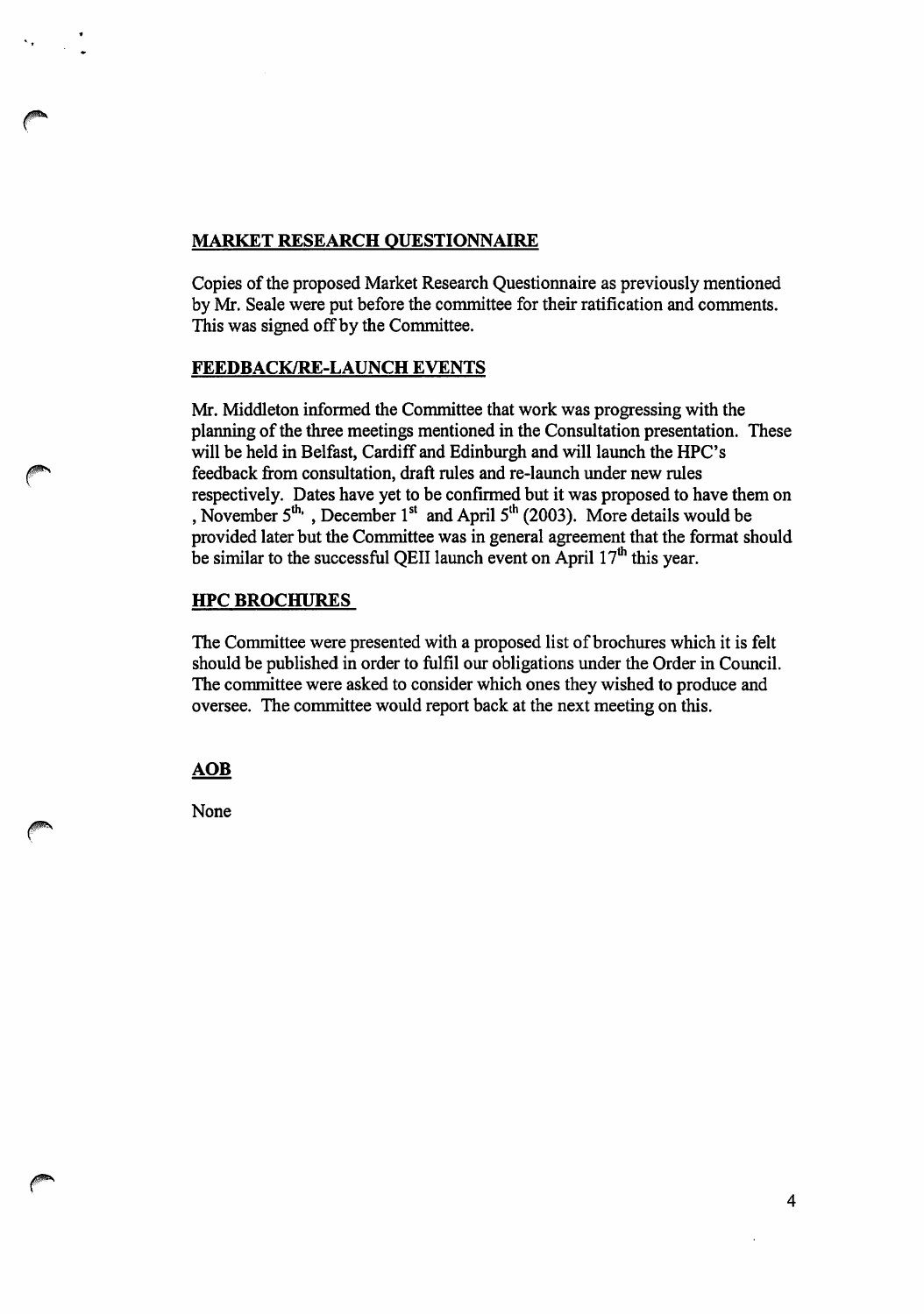## MARKET RESEARCH QUESTIONNAIRE

Copies of the proposed Market Research Questionnaire as previously mentioned by Mr. Seale were put before the committee for their ratification and comments. This was signed off by the Committee.

## FEEDBACK/RE-LAUNCH EVENTS

Mr. Middleton informed the Committee that work was progressing with the planning of the three meetings mentioned in the Consultation presentation. These will be held in Belfast, Cardiff and Edinburgh and will launch the HPC's feedback from consultation, draft rules and re-launch under new rules respectively. Dates have yet to be confirmed but it was proposed to have them on , November 5th, , December 1st and April 5th (2003). More details would be provided later but the Committee was in general agreement that the format should be similar to the successful QEII launch event on April 17th this year.

## HPC BROCHURES

The Committee were presented with a proposed list of brochures which it is felt should be published in order to fulfil our obligations under the Order in Council. The committee were asked to consider which ones they wished to produce and oversee. The committee would report back at the next meeting on this.

## AOB

None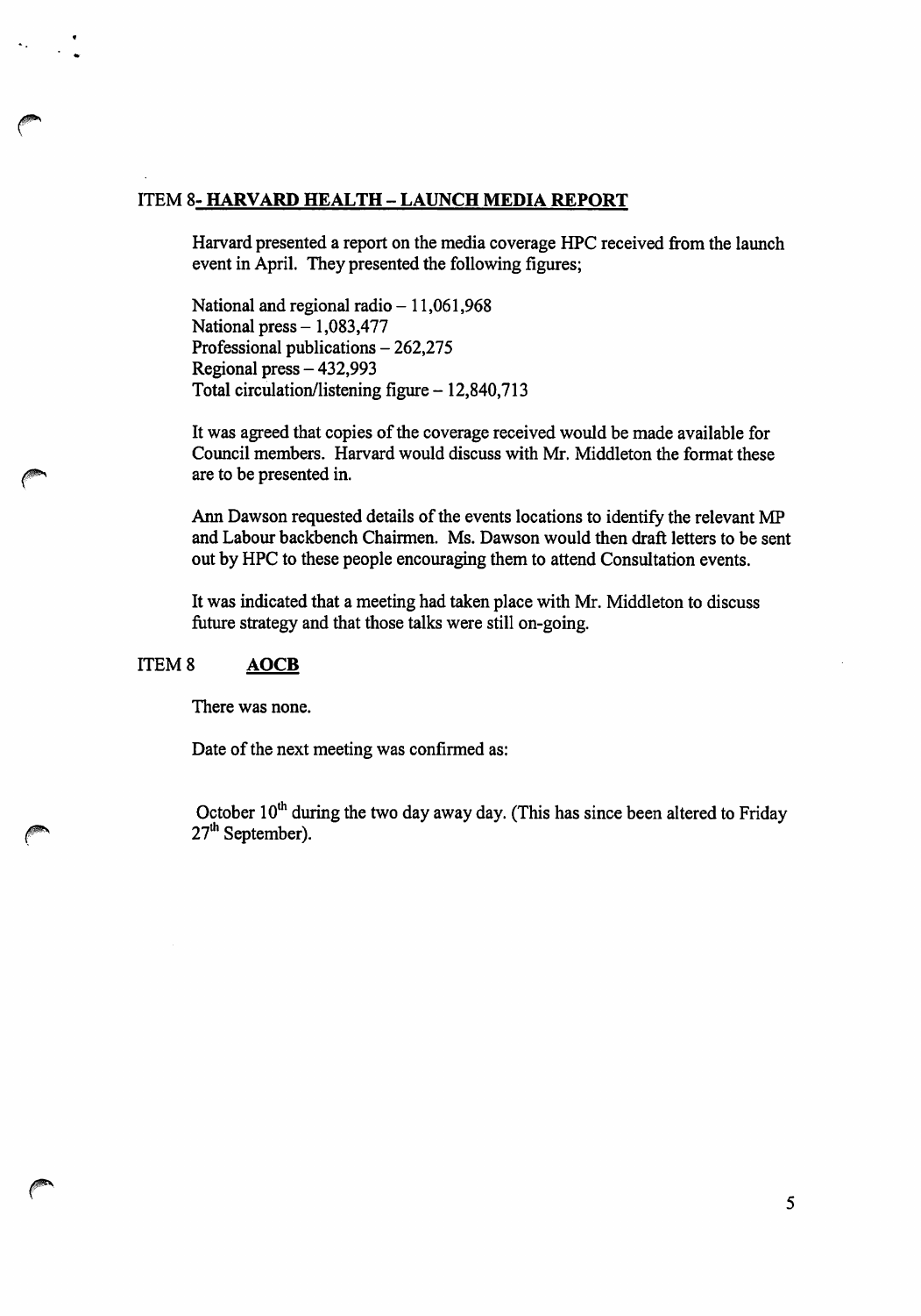## ITEM 8- HARVARD HEALTH – LAUNCH MEDIA REPORT

Harvard presented a report on the media coverage HPC received from the launch event in April. They presented the following figures;

National and regional radio – 11,061,968
National press – 1,083,477
Professional publications – 262,275
Regional press – 432,993
Total circulation/listening figure – 12,840,713

It was agreed that copies of the coverage received would be made available for Council members. Harvard would discuss with Mr. Middleton the format these are to be presented in.

Ann Dawson requested details of the events locations to identify the relevant MP and Labour backbench Chairmen. Ms. Dawson would then draft letters to be sent out by HPC to these people encouraging them to attend Consultation events.

It was indicated that a meeting had taken place with Mr. Middleton to discuss future strategy and that those talks were still on-going.

## ITEM 8 AOCB

There was none.

Date of the next meeting was confirmed as:

October 10th during the two day away day. (This has since been altered to Friday 27th September).